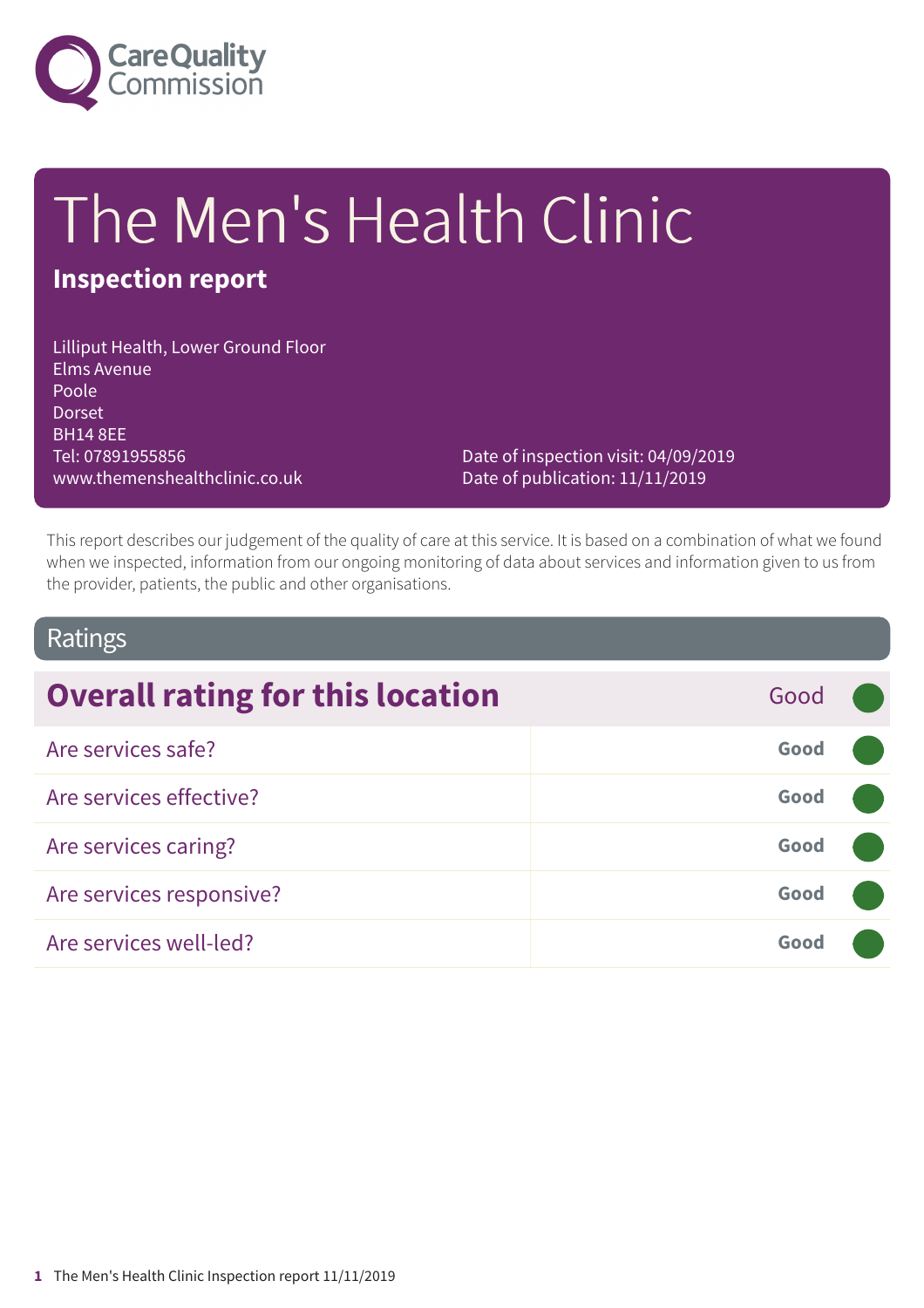# The Men's Health Clinic

## Inspection report

Lilliput Health, Lower Ground Floor
Elms Avenue
Poole
Dorset
BH14 8EE
Tel: 07891955856
www.themenshealthclinic.co.uk

Date of inspection visit: 04/09/2019
Date of publication: 11/11/2019

This report describes our judgement of the quality of care at this service. It is based on a combination of what we found when we inspected, information from our ongoing monitoring of data about services and information given to us from the provider, patients, the public and other organisations.

## Ratings

| Overall rating for this location | Good |
|---|---|
| Are services safe? | Good |
| Are services effective? | Good |
| Are services caring? | Good |
| Are services responsive? | Good |
| Are services well-led? | Good |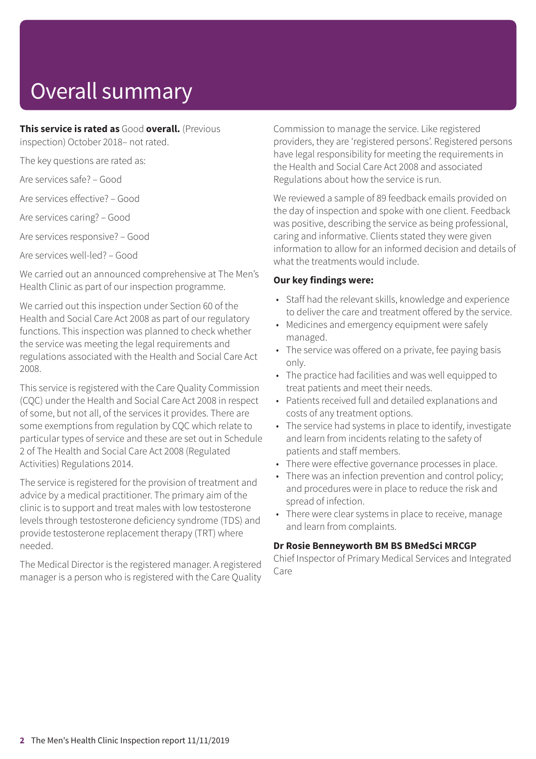# Overall summary

**This service is rated as** Good **overall.** (Previous inspection) October 2018– not rated.

The key questions are rated as:

Are services safe? – Good

Are services effective? – Good

Are services caring? – Good

Are services responsive? – Good

Are services well-led? – Good

We carried out an announced comprehensive at The Men's Health Clinic as part of our inspection programme.

We carried out this inspection under Section 60 of the Health and Social Care Act 2008 as part of our regulatory functions. This inspection was planned to check whether the service was meeting the legal requirements and regulations associated with the Health and Social Care Act 2008.

This service is registered with the Care Quality Commission (CQC) under the Health and Social Care Act 2008 in respect of some, but not all, of the services it provides. There are some exemptions from regulation by CQC which relate to particular types of service and these are set out in Schedule 2 of The Health and Social Care Act 2008 (Regulated Activities) Regulations 2014.

The service is registered for the provision of treatment and advice by a medical practitioner. The primary aim of the clinic is to support and treat males with low testosterone levels through testosterone deficiency syndrome (TDS) and provide testosterone replacement therapy (TRT) where needed.

The Medical Director is the registered manager. A registered manager is a person who is registered with the Care Quality Commission to manage the service. Like registered providers, they are 'registered persons'. Registered persons have legal responsibility for meeting the requirements in the Health and Social Care Act 2008 and associated Regulations about how the service is run.

We reviewed a sample of 89 feedback emails provided on the day of inspection and spoke with one client. Feedback was positive, describing the service as being professional, caring and informative. Clients stated they were given information to allow for an informed decision and details of what the treatments would include.

**Our key findings were:**

- Staff had the relevant skills, knowledge and experience to deliver the care and treatment offered by the service.
- Medicines and emergency equipment were safely managed.
- The service was offered on a private, fee paying basis only.
- The practice had facilities and was well equipped to treat patients and meet their needs.
- Patients received full and detailed explanations and costs of any treatment options.
- The service had systems in place to identify, investigate and learn from incidents relating to the safety of patients and staff members.
- There were effective governance processes in place.
- There was an infection prevention and control policy; and procedures were in place to reduce the risk and spread of infection.
- There were clear systems in place to receive, manage and learn from complaints.

**Dr Rosie Benneyworth BM BS BMedSci MRCGP**
Chief Inspector of Primary Medical Services and Integrated Care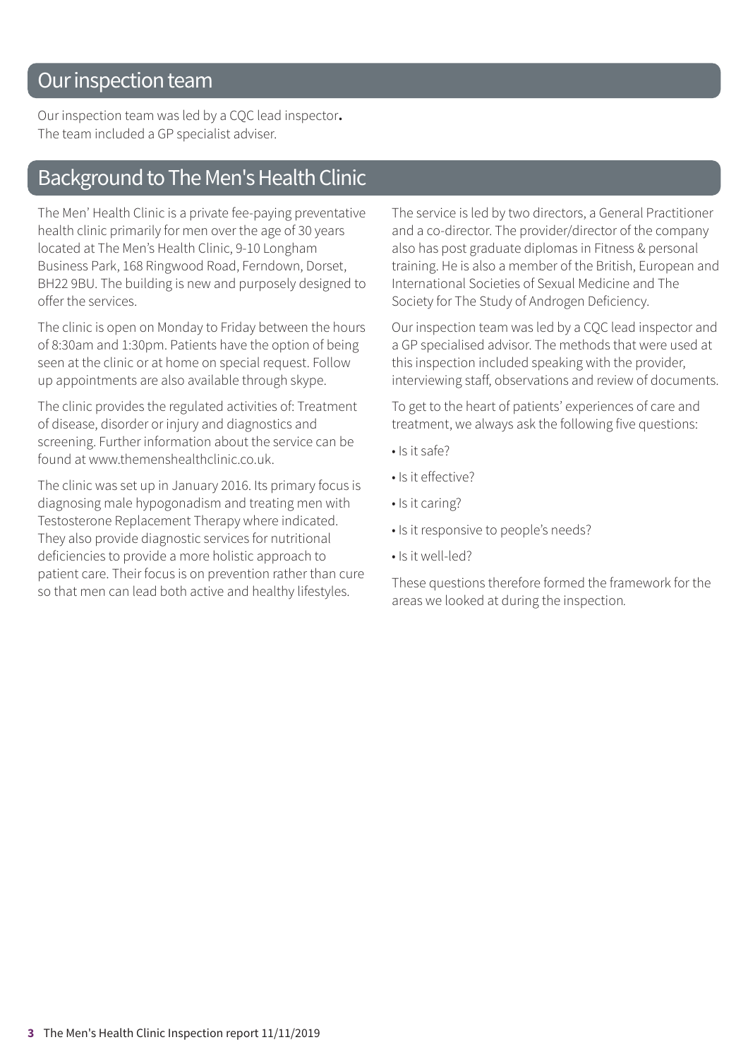## Our inspection team

Our inspection team was led by a CQC lead inspector.
The team included a GP specialist adviser.

## Background to The Men's Health Clinic

The Men' Health Clinic is a private fee-paying preventative health clinic primarily for men over the age of 30 years located at The Men's Health Clinic, 9-10 Longham Business Park, 168 Ringwood Road, Ferndown, Dorset, BH22 9BU. The building is new and purposely designed to offer the services.

The clinic is open on Monday to Friday between the hours of 8:30am and 1:30pm. Patients have the option of being seen at the clinic or at home on special request. Follow up appointments are also available through skype.

The clinic provides the regulated activities of: Treatment of disease, disorder or injury and diagnostics and screening. Further information about the service can be found at www.themenshealthclinic.co.uk.

The clinic was set up in January 2016. Its primary focus is diagnosing male hypogonadism and treating men with Testosterone Replacement Therapy where indicated. They also provide diagnostic services for nutritional deficiencies to provide a more holistic approach to patient care. Their focus is on prevention rather than cure so that men can lead both active and healthy lifestyles.

The service is led by two directors, a General Practitioner and a co-director. The provider/director of the company also has post graduate diplomas in Fitness & personal training. He is also a member of the British, European and International Societies of Sexual Medicine and The Society for The Study of Androgen Deficiency.

Our inspection team was led by a CQC lead inspector and a GP specialised advisor. The methods that were used at this inspection included speaking with the provider, interviewing staff, observations and review of documents.

To get to the heart of patients' experiences of care and treatment, we always ask the following five questions:

- Is it safe?
- Is it effective?
- Is it caring?
- Is it responsive to people's needs?
- Is it well-led?

These questions therefore formed the framework for the areas we looked at during the inspection.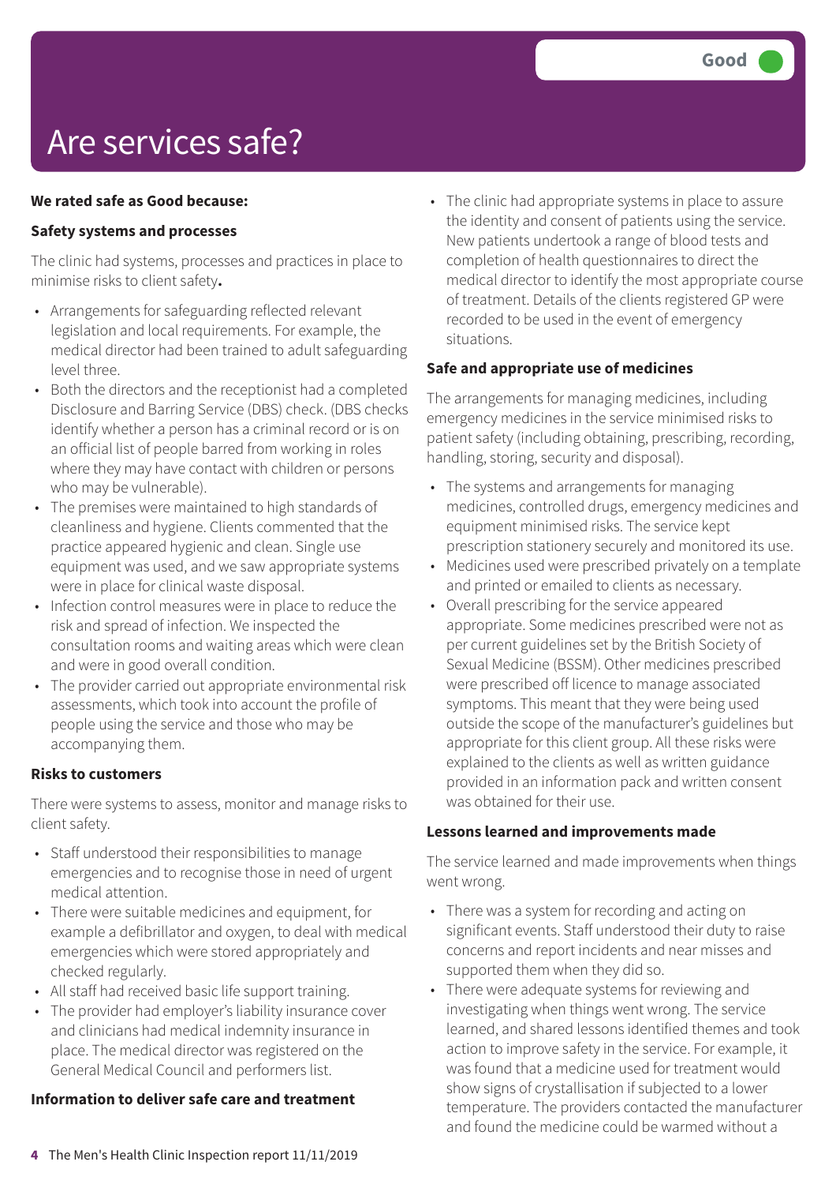Good

# Are services safe?

**We rated safe as Good because:**

**Safety systems and processes**

The clinic had systems, processes and practices in place to minimise risks to client safety**.**

- Arrangements for safeguarding reflected relevant legislation and local requirements. For example, the medical director had been trained to adult safeguarding level three.
- Both the directors and the receptionist had a completed Disclosure and Barring Service (DBS) check. (DBS checks identify whether a person has a criminal record or is on an official list of people barred from working in roles where they may have contact with children or persons who may be vulnerable).
- The premises were maintained to high standards of cleanliness and hygiene. Clients commented that the practice appeared hygienic and clean. Single use equipment was used, and we saw appropriate systems were in place for clinical waste disposal.
- Infection control measures were in place to reduce the risk and spread of infection. We inspected the consultation rooms and waiting areas which were clean and were in good overall condition.
- The provider carried out appropriate environmental risk assessments, which took into account the profile of people using the service and those who may be accompanying them.

**Risks to customers**

There were systems to assess, monitor and manage risks to client safety.

- Staff understood their responsibilities to manage emergencies and to recognise those in need of urgent medical attention.
- There were suitable medicines and equipment, for example a defibrillator and oxygen, to deal with medical emergencies which were stored appropriately and checked regularly.
- All staff had received basic life support training.
- The provider had employer's liability insurance cover and clinicians had medical indemnity insurance in place. The medical director was registered on the General Medical Council and performers list.

**Information to deliver safe care and treatment**

- The clinic had appropriate systems in place to assure the identity and consent of patients using the service. New patients undertook a range of blood tests and completion of health questionnaires to direct the medical director to identify the most appropriate course of treatment. Details of the clients registered GP were recorded to be used in the event of emergency situations.

**Safe and appropriate use of medicines**

The arrangements for managing medicines, including emergency medicines in the service minimised risks to patient safety (including obtaining, prescribing, recording, handling, storing, security and disposal).

- The systems and arrangements for managing medicines, controlled drugs, emergency medicines and equipment minimised risks. The service kept prescription stationery securely and monitored its use.
- Medicines used were prescribed privately on a template and printed or emailed to clients as necessary.
- Overall prescribing for the service appeared appropriate. Some medicines prescribed were not as per current guidelines set by the British Society of Sexual Medicine (BSSM). Other medicines prescribed were prescribed off licence to manage associated symptoms. This meant that they were being used outside the scope of the manufacturer's guidelines but appropriate for this client group. All these risks were explained to the clients as well as written guidance provided in an information pack and written consent was obtained for their use.

**Lessons learned and improvements made**

The service learned and made improvements when things went wrong.

- There was a system for recording and acting on significant events. Staff understood their duty to raise concerns and report incidents and near misses and supported them when they did so.
- There were adequate systems for reviewing and investigating when things went wrong. The service learned, and shared lessons identified themes and took action to improve safety in the service. For example, it was found that a medicine used for treatment would show signs of crystallisation if subjected to a lower temperature. The providers contacted the manufacturer and found the medicine could be warmed without a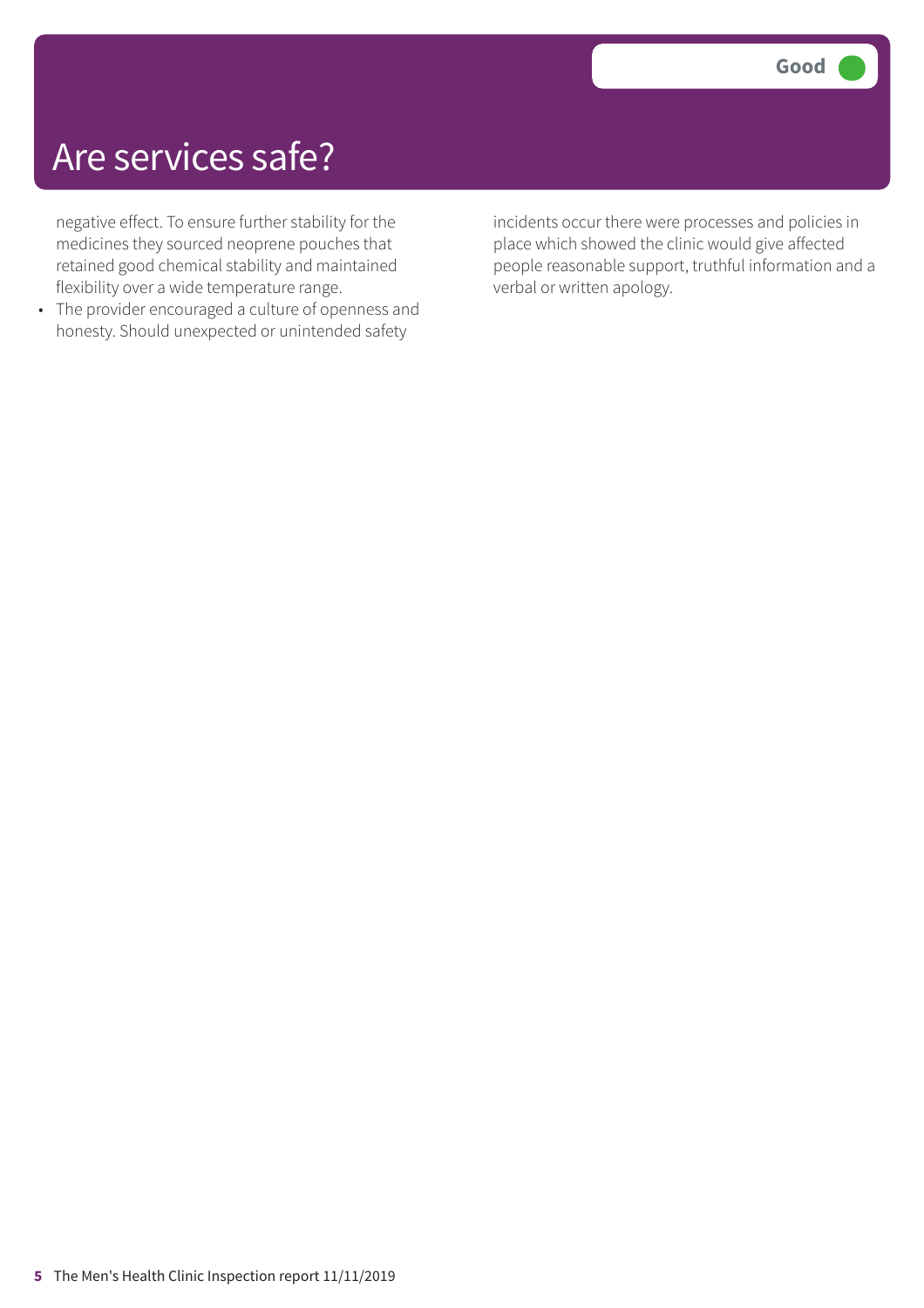# Are services safe?

**Good**

negative effect. To ensure further stability for the medicines they sourced neoprene pouches that retained good chemical stability and maintained flexibility over a wide temperature range.

- The provider encouraged a culture of openness and honesty. Should unexpected or unintended safety incidents occur there were processes and policies in place which showed the clinic would give affected people reasonable support, truthful information and a verbal or written apology.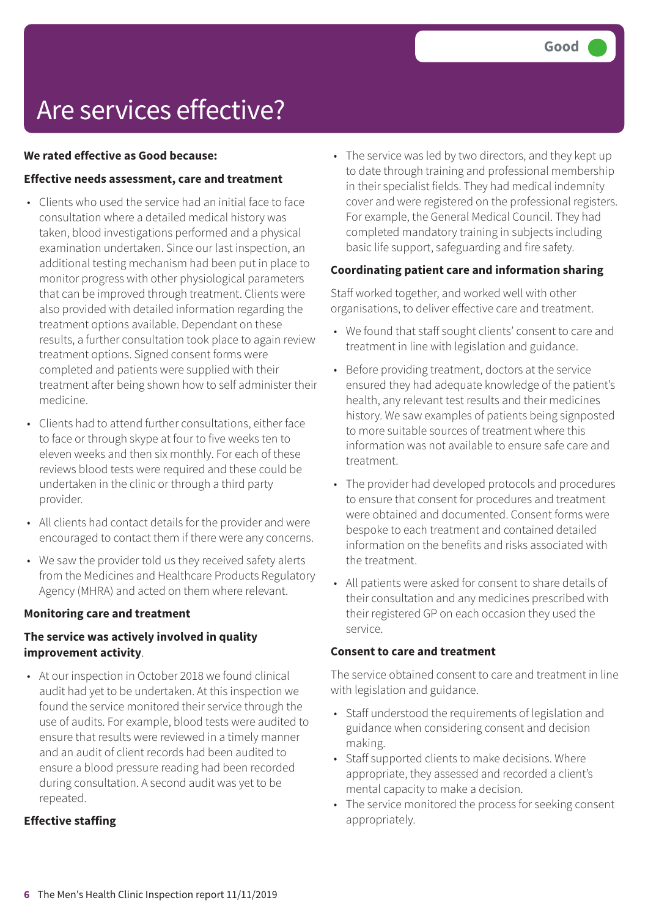# Are services effective?

Good

**We rated effective as Good because:**

**Effective needs assessment, care and treatment**

- Clients who used the service had an initial face to face consultation where a detailed medical history was taken, blood investigations performed and a physical examination undertaken. Since our last inspection, an additional testing mechanism had been put in place to monitor progress with other physiological parameters that can be improved through treatment. Clients were also provided with detailed information regarding the treatment options available. Dependant on these results, a further consultation took place to again review treatment options. Signed consent forms were completed and patients were supplied with their treatment after being shown how to self administer their medicine.
- Clients had to attend further consultations, either face to face or through skype at four to five weeks ten to eleven weeks and then six monthly. For each of these reviews blood tests were required and these could be undertaken in the clinic or through a third party provider.
- All clients had contact details for the provider and were encouraged to contact them if there were any concerns.
- We saw the provider told us they received safety alerts from the Medicines and Healthcare Products Regulatory Agency (MHRA) and acted on them where relevant.

**Monitoring care and treatment**

**The service was actively involved in quality improvement activity**.

- At our inspection in October 2018 we found clinical audit had yet to be undertaken. At this inspection we found the service monitored their service through the use of audits. For example, blood tests were audited to ensure that results were reviewed in a timely manner and an audit of client records had been audited to ensure a blood pressure reading had been recorded during consultation. A second audit was yet to be repeated.

**Effective staffing**

- The service was led by two directors, and they kept up to date through training and professional membership in their specialist fields. They had medical indemnity cover and were registered on the professional registers. For example, the General Medical Council. They had completed mandatory training in subjects including basic life support, safeguarding and fire safety.

**Coordinating patient care and information sharing**

Staff worked together, and worked well with other organisations, to deliver effective care and treatment.

- We found that staff sought clients' consent to care and treatment in line with legislation and guidance.
- Before providing treatment, doctors at the service ensured they had adequate knowledge of the patient's health, any relevant test results and their medicines history. We saw examples of patients being signposted to more suitable sources of treatment where this information was not available to ensure safe care and treatment.
- The provider had developed protocols and procedures to ensure that consent for procedures and treatment were obtained and documented. Consent forms were bespoke to each treatment and contained detailed information on the benefits and risks associated with the treatment.
- All patients were asked for consent to share details of their consultation and any medicines prescribed with their registered GP on each occasion they used the service.

**Consent to care and treatment**

The service obtained consent to care and treatment in line with legislation and guidance.

- Staff understood the requirements of legislation and guidance when considering consent and decision making.
- Staff supported clients to make decisions. Where appropriate, they assessed and recorded a client's mental capacity to make a decision.
- The service monitored the process for seeking consent appropriately.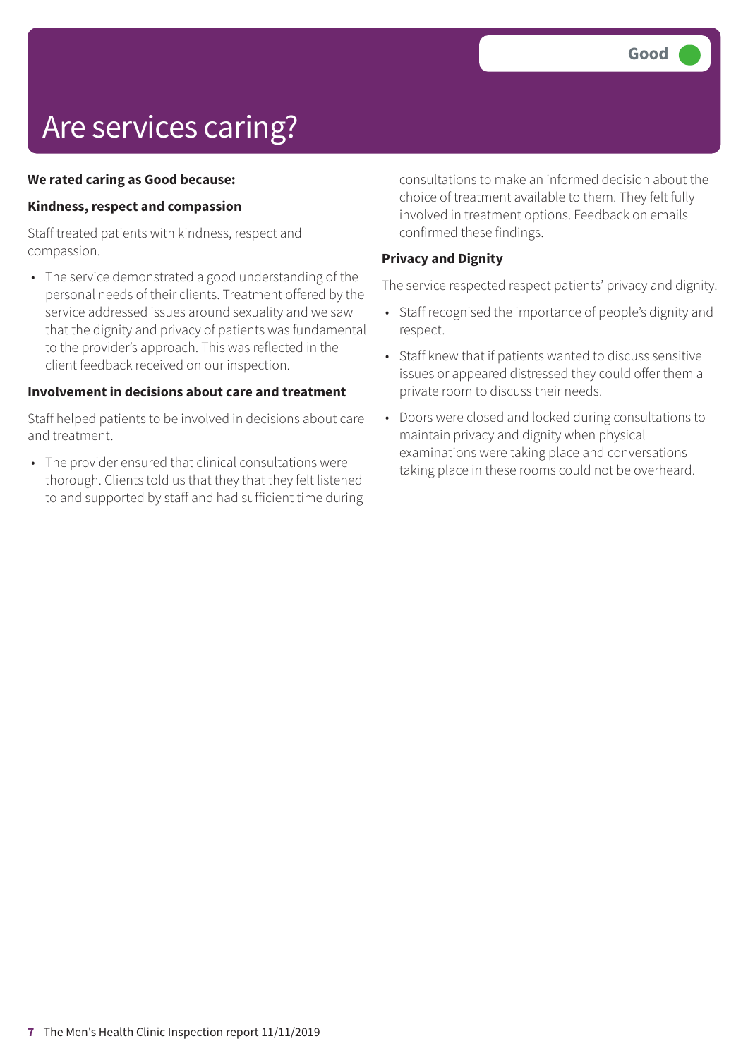# Are services caring?

Good

**We rated caring as Good because:**

**Kindness, respect and compassion**

Staff treated patients with kindness, respect and compassion.

- The service demonstrated a good understanding of the personal needs of their clients. Treatment offered by the service addressed issues around sexuality and we saw that the dignity and privacy of patients was fundamental to the provider's approach. This was reflected in the client feedback received on our inspection.

**Involvement in decisions about care and treatment**

Staff helped patients to be involved in decisions about care and treatment.

- The provider ensured that clinical consultations were thorough. Clients told us that they that they felt listened to and supported by staff and had sufficient time during consultations to make an informed decision about the choice of treatment available to them. They felt fully involved in treatment options. Feedback on emails confirmed these findings.

**Privacy and Dignity**

The service respected respect patients' privacy and dignity.

- Staff recognised the importance of people's dignity and respect.
- Staff knew that if patients wanted to discuss sensitive issues or appeared distressed they could offer them a private room to discuss their needs.
- Doors were closed and locked during consultations to maintain privacy and dignity when physical examinations were taking place and conversations taking place in these rooms could not be overheard.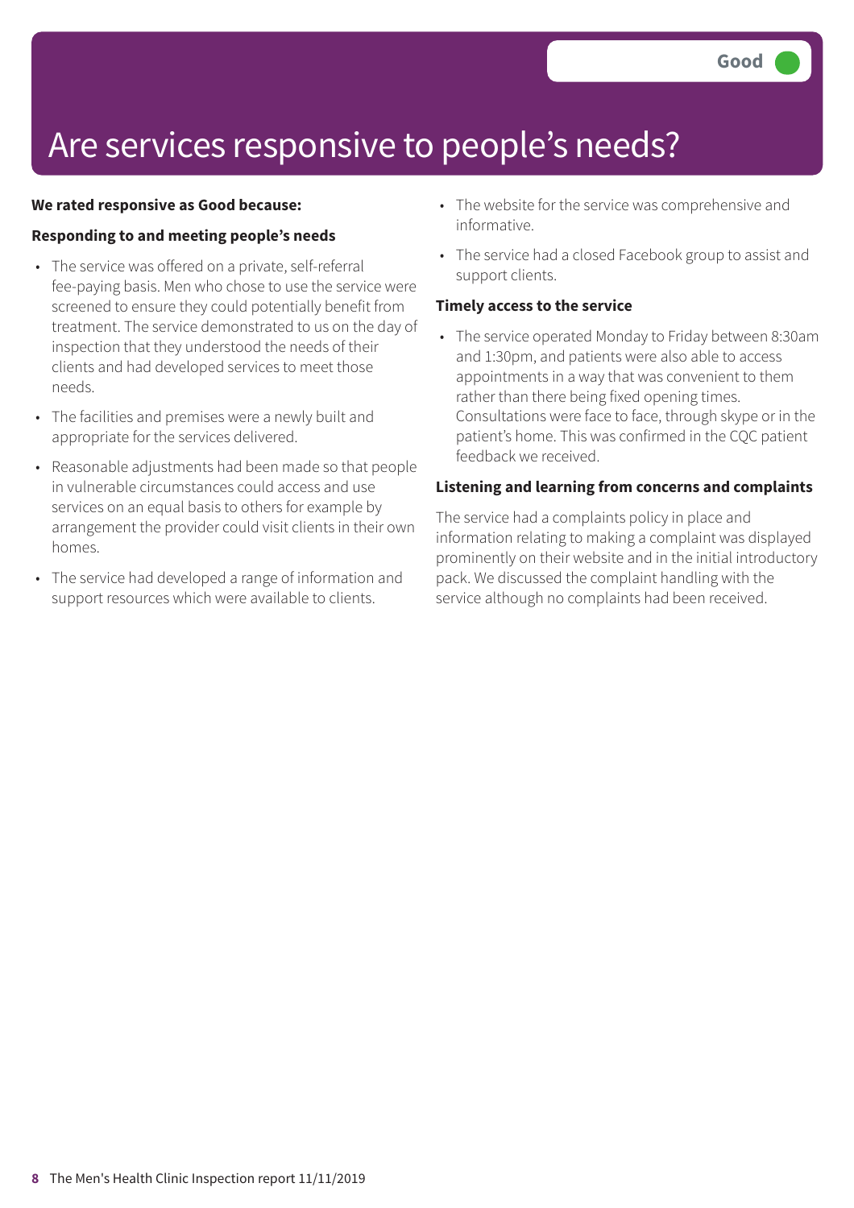Good

# Are services responsive to people's needs?

**We rated responsive as Good because:**

**Responding to and meeting people's needs**

- The service was offered on a private, self-referral fee-paying basis. Men who chose to use the service were screened to ensure they could potentially benefit from treatment. The service demonstrated to us on the day of inspection that they understood the needs of their clients and had developed services to meet those needs.
- The facilities and premises were a newly built and appropriate for the services delivered.
- Reasonable adjustments had been made so that people in vulnerable circumstances could access and use services on an equal basis to others for example by arrangement the provider could visit clients in their own homes.
- The service had developed a range of information and support resources which were available to clients.
- The website for the service was comprehensive and informative.
- The service had a closed Facebook group to assist and support clients.

**Timely access to the service**

- The service operated Monday to Friday between 8:30am and 1:30pm, and patients were also able to access appointments in a way that was convenient to them rather than there being fixed opening times. Consultations were face to face, through skype or in the patient's home. This was confirmed in the CQC patient feedback we received.

**Listening and learning from concerns and complaints**

The service had a complaints policy in place and information relating to making a complaint was displayed prominently on their website and in the initial introductory pack. We discussed the complaint handling with the service although no complaints had been received.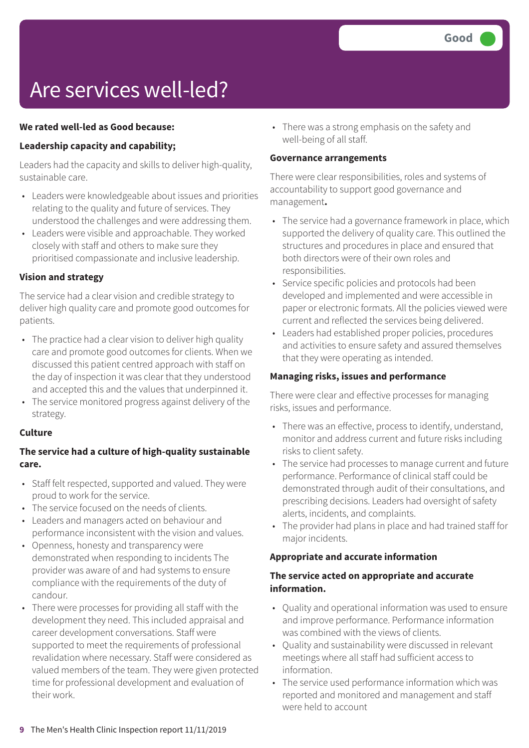Good

# Are services well-led?

**We rated well-led as Good because:**

**Leadership capacity and capability;**

Leaders had the capacity and skills to deliver high-quality, sustainable care.

- Leaders were knowledgeable about issues and priorities relating to the quality and future of services. They understood the challenges and were addressing them.
- Leaders were visible and approachable. They worked closely with staff and others to make sure they prioritised compassionate and inclusive leadership.

**Vision and strategy**

The service had a clear vision and credible strategy to deliver high quality care and promote good outcomes for patients.

- The practice had a clear vision to deliver high quality care and promote good outcomes for clients. When we discussed this patient centred approach with staff on the day of inspection it was clear that they understood and accepted this and the values that underpinned it.
- The service monitored progress against delivery of the strategy.

**Culture**

**The service had a culture of high-quality sustainable care.**

- Staff felt respected, supported and valued. They were proud to work for the service.
- The service focused on the needs of clients.
- Leaders and managers acted on behaviour and performance inconsistent with the vision and values.
- Openness, honesty and transparency were demonstrated when responding to incidents The provider was aware of and had systems to ensure compliance with the requirements of the duty of candour.
- There were processes for providing all staff with the development they need. This included appraisal and career development conversations. Staff were supported to meet the requirements of professional revalidation where necessary. Staff were considered as valued members of the team. They were given protected time for professional development and evaluation of their work.
- There was a strong emphasis on the safety and well-being of all staff.

**Governance arrangements**

There were clear responsibilities, roles and systems of accountability to support good governance and management**.**

- The service had a governance framework in place, which supported the delivery of quality care. This outlined the structures and procedures in place and ensured that both directors were of their own roles and responsibilities.
- Service specific policies and protocols had been developed and implemented and were accessible in paper or electronic formats. All the policies viewed were current and reflected the services being delivered.
- Leaders had established proper policies, procedures and activities to ensure safety and assured themselves that they were operating as intended.

**Managing risks, issues and performance**

There were clear and effective processes for managing risks, issues and performance.

- There was an effective, process to identify, understand, monitor and address current and future risks including risks to client safety.
- The service had processes to manage current and future performance. Performance of clinical staff could be demonstrated through audit of their consultations, and prescribing decisions. Leaders had oversight of safety alerts, incidents, and complaints.
- The provider had plans in place and had trained staff for major incidents.

**Appropriate and accurate information**

**The service acted on appropriate and accurate information.**

- Quality and operational information was used to ensure and improve performance. Performance information was combined with the views of clients.
- Quality and sustainability were discussed in relevant meetings where all staff had sufficient access to information.
- The service used performance information which was reported and monitored and management and staff were held to account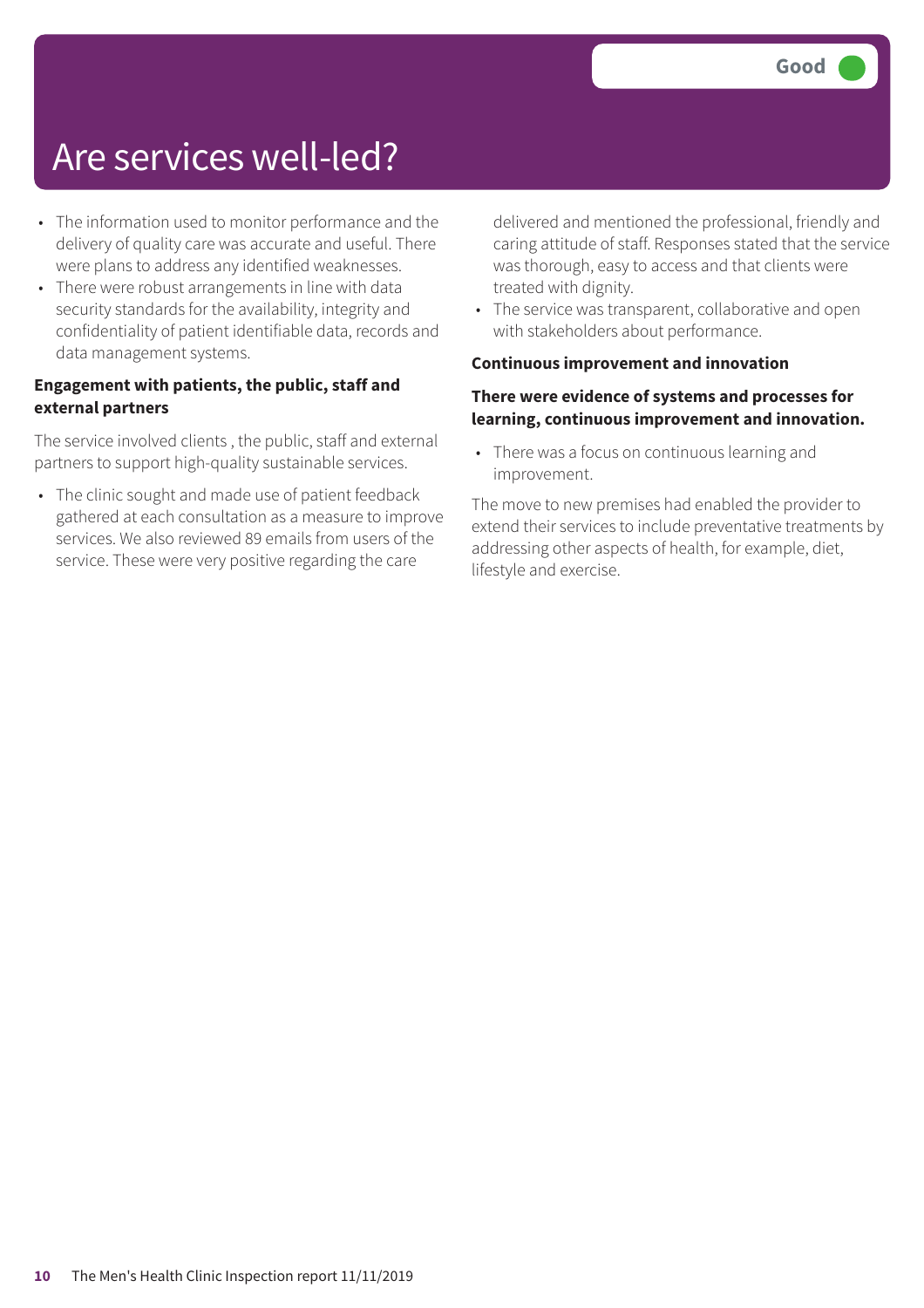# Are services well-led?

Good

- The information used to monitor performance and the delivery of quality care was accurate and useful. There were plans to address any identified weaknesses.
- There were robust arrangements in line with data security standards for the availability, integrity and confidentiality of patient identifiable data, records and data management systems.

**Engagement with patients, the public, staff and external partners**

The service involved clients , the public, staff and external partners to support high-quality sustainable services.

- The clinic sought and made use of patient feedback gathered at each consultation as a measure to improve services. We also reviewed 89 emails from users of the service. These were very positive regarding the care delivered and mentioned the professional, friendly and caring attitude of staff. Responses stated that the service was thorough, easy to access and that clients were treated with dignity.
- The service was transparent, collaborative and open with stakeholders about performance.

**Continuous improvement and innovation**

**There were evidence of systems and processes for learning, continuous improvement and innovation.**

- There was a focus on continuous learning and improvement.

The move to new premises had enabled the provider to extend their services to include preventative treatments by addressing other aspects of health, for example, diet, lifestyle and exercise.